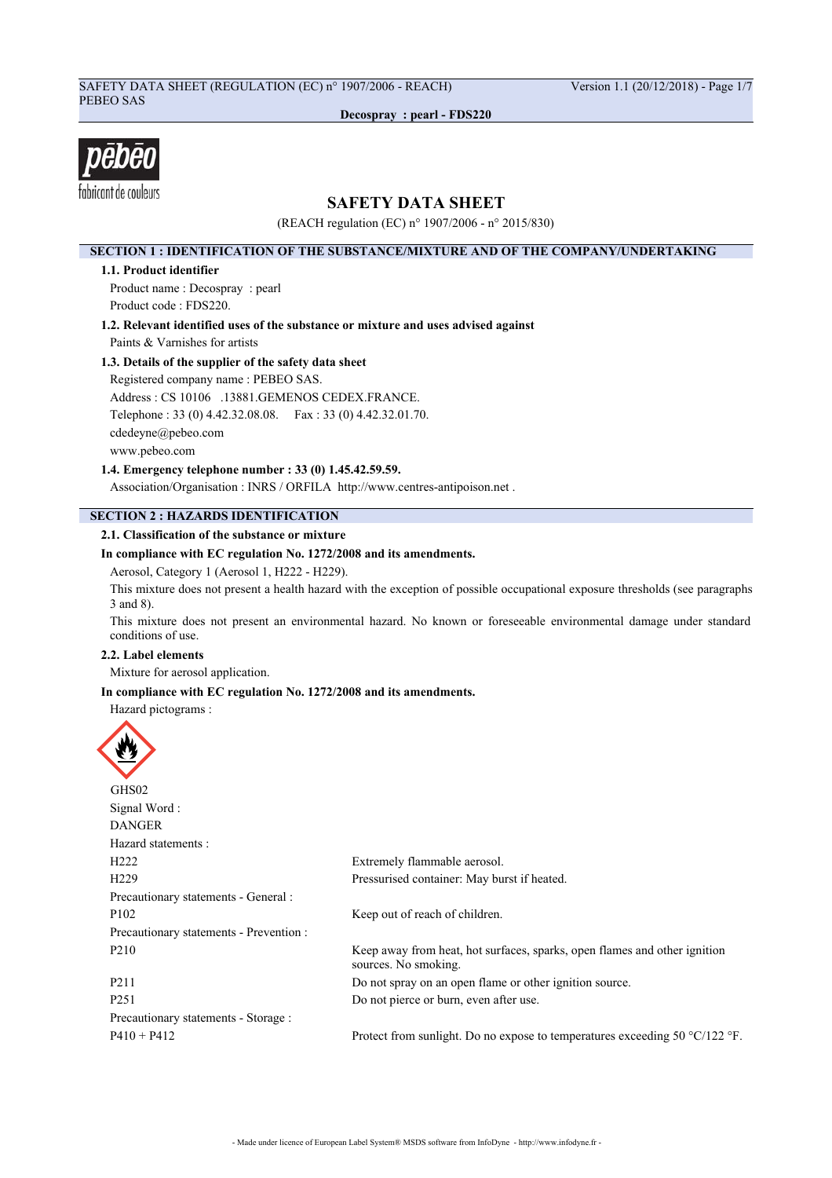# SAFETY DATA SHEET

(REACH regulation (EC) n° 1907/2006 - n° 2015/830)

## SECTION 1 : IDENTIFICATION OF THE SUBSTANCE/MIXTURE AND OF THE COMPANY/UNDERTAKING

### 1.1. Product identifier

Product name : Decospray : pearl

Product code : FDS220.

### 1.2. Relevant identified uses of the substance or mixture and uses advised against

Paints & Varnishes for artists

### 1.3. Details of the supplier of the safety data sheet

Registered company name : PEBEO SAS.

Address : CS 10106 .13881.GEMENOS CEDEX.FRANCE.

Telephone : 33 (0) 4.42.32.08.08. Fax : 33 (0) 4.42.32.01.70.

cdedeyne@pebeo.com

www.pebeo.com

### 1.4. Emergency telephone number : 33 (0) 1.45.42.59.59.

Association/Organisation : INRS / ORFILA http://www.centres-antipoison.net .

## SECTION 2 : HAZARDS IDENTIFICATION

### 2.1. Classification of the substance or mixture

**In compliance with EC regulation No. 1272/2008 and its amendments.**

Aerosol, Category 1 (Aerosol 1, H222 - H229).

This mixture does not present a health hazard with the exception of possible occupational exposure thresholds (see paragraphs 3 and 8).

This mixture does not present an environmental hazard. No known or foreseeable environmental damage under standard conditions of use.

### 2.2. Label elements

Mixture for aerosol application.

**In compliance with EC regulation No. 1272/2008 and its amendments.**

Hazard pictograms :

GHS02

Signal Word :

DANGER

Hazard statements :

| | |
|---|---|
| H222 | Extremely flammable aerosol. |
| H229 | Pressurised container: May burst if heated. |

Precautionary statements - General :

| | |
|---|---|
| P102 | Keep out of reach of children. |

Precautionary statements - Prevention :

| | |
|---|---|
| P210 | Keep away from heat, hot surfaces, sparks, open flames and other ignition sources. No smoking. |
| P211 | Do not spray on an open flame or other ignition source. |
| P251 | Do not pierce or burn, even after use. |

Precautionary statements - Storage :

| | |
|---|---|
| P410 + P412 | Protect from sunlight. Do no expose to temperatures exceeding 50 °C/122 °F. |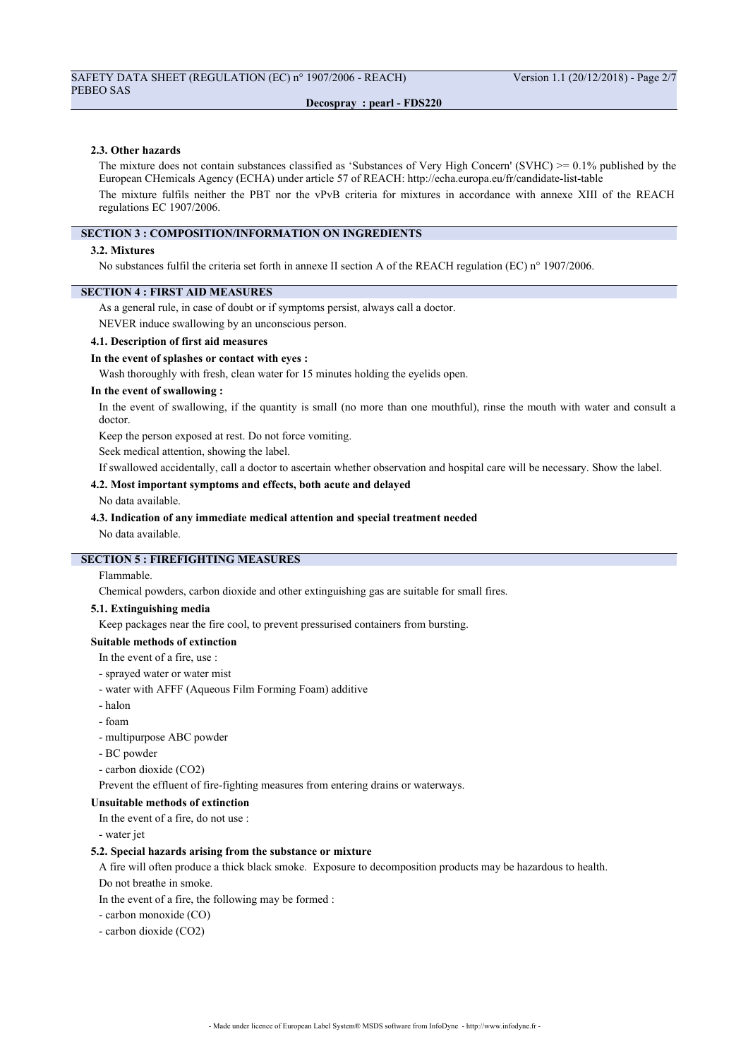### 2.3. Other hazards

The mixture does not contain substances classified as 'Substances of Very High Concern' (SVHC) >= 0.1% published by the European CHemicals Agency (ECHA) under article 57 of REACH: http://echa.europa.eu/fr/candidate-list-table

The mixture fulfils neither the PBT nor the vPvB criteria for mixtures in accordance with annexe XIII of the REACH regulations EC 1907/2006.

## SECTION 3 : COMPOSITION/INFORMATION ON INGREDIENTS

### 3.2. Mixtures

No substances fulfil the criteria set forth in annexe II section A of the REACH regulation (EC) n° 1907/2006.

## SECTION 4 : FIRST AID MEASURES

As a general rule, in case of doubt or if symptoms persist, always call a doctor.

NEVER induce swallowing by an unconscious person.

### 4.1. Description of first aid measures

**In the event of splashes or contact with eyes :**

Wash thoroughly with fresh, clean water for 15 minutes holding the eyelids open.

**In the event of swallowing :**

In the event of swallowing, if the quantity is small (no more than one mouthful), rinse the mouth with water and consult a doctor.

Keep the person exposed at rest. Do not force vomiting.

Seek medical attention, showing the label.

If swallowed accidentally, call a doctor to ascertain whether observation and hospital care will be necessary. Show the label.

### 4.2. Most important symptoms and effects, both acute and delayed

No data available.

### 4.3. Indication of any immediate medical attention and special treatment needed

No data available.

## SECTION 5 : FIREFIGHTING MEASURES

Flammable.

Chemical powders, carbon dioxide and other extinguishing gas are suitable for small fires.

### 5.1. Extinguishing media

Keep packages near the fire cool, to prevent pressurised containers from bursting.

**Suitable methods of extinction**

In the event of a fire, use :

- sprayed water or water mist
- water with AFFF (Aqueous Film Forming Foam) additive
- halon
- foam
- multipurpose ABC powder
- BC powder
- carbon dioxide ($CO_2$)

Prevent the effluent of fire-fighting measures from entering drains or waterways.

**Unsuitable methods of extinction**

In the event of a fire, do not use :

- water jet

### 5.2. Special hazards arising from the substance or mixture

A fire will often produce a thick black smoke. Exposure to decomposition products may be hazardous to health.

Do not breathe in smoke.

In the event of a fire, the following may be formed :

- carbon monoxide (CO)
- carbon dioxide ($CO_2$)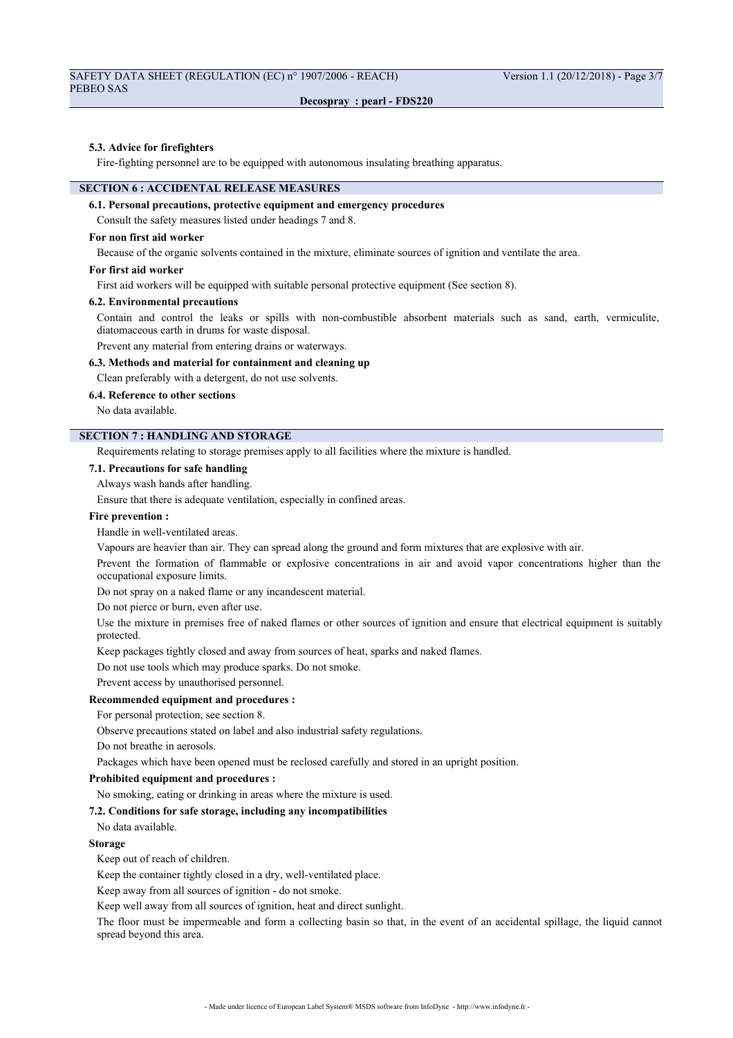#### 5.3. Advice for firefighters

Fire-fighting personnel are to be equipped with autonomous insulating breathing apparatus.

## SECTION 6 : ACCIDENTAL RELEASE MEASURES

#### 6.1. Personal precautions, protective equipment and emergency procedures

Consult the safety measures listed under headings 7 and 8.

**For non first aid worker**

Because of the organic solvents contained in the mixture, eliminate sources of ignition and ventilate the area.

**For first aid worker**

First aid workers will be equipped with suitable personal protective equipment (See section 8).

#### 6.2. Environmental precautions

Contain and control the leaks or spills with non-combustible absorbent materials such as sand, earth, vermiculite, diatomaceous earth in drums for waste disposal.

Prevent any material from entering drains or waterways.

#### 6.3. Methods and material for containment and cleaning up

Clean preferably with a detergent, do not use solvents.

#### 6.4. Reference to other sections

No data available.

## SECTION 7 : HANDLING AND STORAGE

Requirements relating to storage premises apply to all facilities where the mixture is handled.

#### 7.1. Precautions for safe handling

Always wash hands after handling.

Ensure that there is adequate ventilation, especially in confined areas.

**Fire prevention :**

Handle in well-ventilated areas.

Vapours are heavier than air. They can spread along the ground and form mixtures that are explosive with air.

Prevent the formation of flammable or explosive concentrations in air and avoid vapor concentrations higher than the occupational exposure limits.

Do not spray on a naked flame or any incandescent material.

Do not pierce or burn, even after use.

Use the mixture in premises free of naked flames or other sources of ignition and ensure that electrical equipment is suitably protected.

Keep packages tightly closed and away from sources of heat, sparks and naked flames.

Do not use tools which may produce sparks. Do not smoke.

Prevent access by unauthorised personnel.

**Recommended equipment and procedures :**

For personal protection, see section 8.

Observe precautions stated on label and also industrial safety regulations.

Do not breathe in aerosols.

Packages which have been opened must be reclosed carefully and stored in an upright position.

**Prohibited equipment and procedures :**

No smoking, eating or drinking in areas where the mixture is used.

#### 7.2. Conditions for safe storage, including any incompatibilities

No data available.

**Storage**

Keep out of reach of children.

Keep the container tightly closed in a dry, well-ventilated place.

Keep away from all sources of ignition - do not smoke.

Keep well away from all sources of ignition, heat and direct sunlight.

The floor must be impermeable and form a collecting basin so that, in the event of an accidental spillage, the liquid cannot spread beyond this area.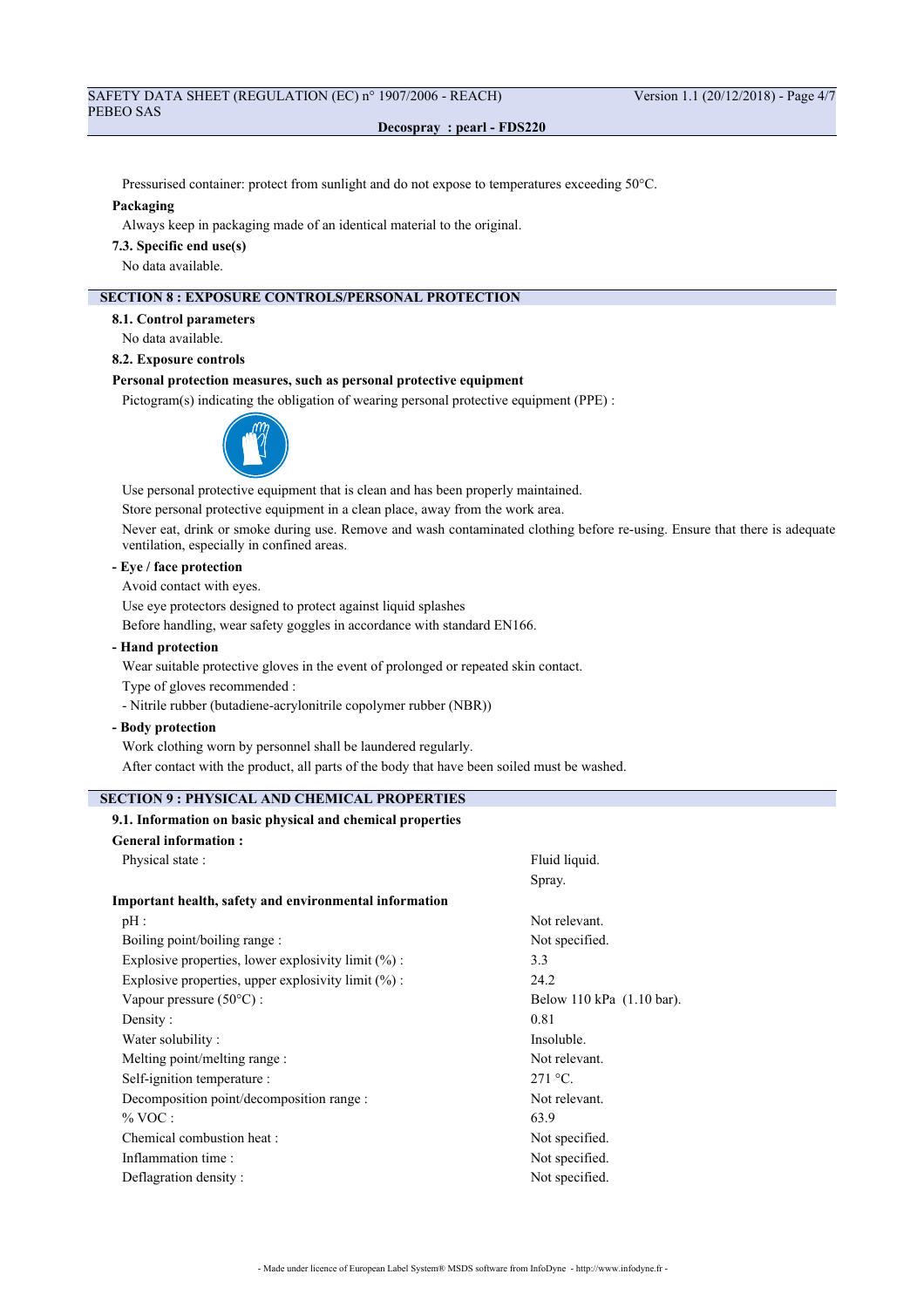Pressurised container: protect from sunlight and do not expose to temperatures exceeding 50°C.

**Packaging**

Always keep in packaging made of an identical material to the original.

**7.3. Specific end use(s)**

No data available.

## SECTION 8 : EXPOSURE CONTROLS/PERSONAL PROTECTION

**8.1. Control parameters**

No data available.

**8.2. Exposure controls**

**Personal protection measures, such as personal protective equipment**

Pictogram(s) indicating the obligation of wearing personal protective equipment (PPE) :

Use personal protective equipment that is clean and has been properly maintained.

Store personal protective equipment in a clean place, away from the work area.

Never eat, drink or smoke during use. Remove and wash contaminated clothing before re-using. Ensure that there is adequate ventilation, especially in confined areas.

**- Eye / face protection**

Avoid contact with eyes.

Use eye protectors designed to protect against liquid splashes

Before handling, wear safety goggles in accordance with standard EN166.

**- Hand protection**

Wear suitable protective gloves in the event of prolonged or repeated skin contact.

Type of gloves recommended :

- Nitrile rubber (butadiene-acrylonitrile copolymer rubber (NBR))

**- Body protection**

Work clothing worn by personnel shall be laundered regularly.

After contact with the product, all parts of the body that have been soiled must be washed.

## SECTION 9 : PHYSICAL AND CHEMICAL PROPERTIES

**9.1. Information on basic physical and chemical properties**

**General information :**

| | |
|---|---|
| Physical state : | Fluid liquid. |
| | Spray. |

**Important health, safety and environmental information**

| | |
|---|---|
| pH : | Not relevant. |
| Boiling point/boiling range : | Not specified. |
| Explosive properties, lower explosivity limit (%) : | 3.3 |
| Explosive properties, upper explosivity limit (%) : | 24.2 |
| Vapour pressure (50°C) : | Below 110 kPa (1.10 bar). |
| Density : | 0.81 |
| Water solubility : | Insoluble. |
| Melting point/melting range : | Not relevant. |
| Self-ignition temperature : | 271 °C. |
| Decomposition point/decomposition range : | Not relevant. |
| % VOC : | 63.9 |
| Chemical combustion heat : | Not specified. |
| Inflammation time : | Not specified. |
| Deflagration density : | Not specified. |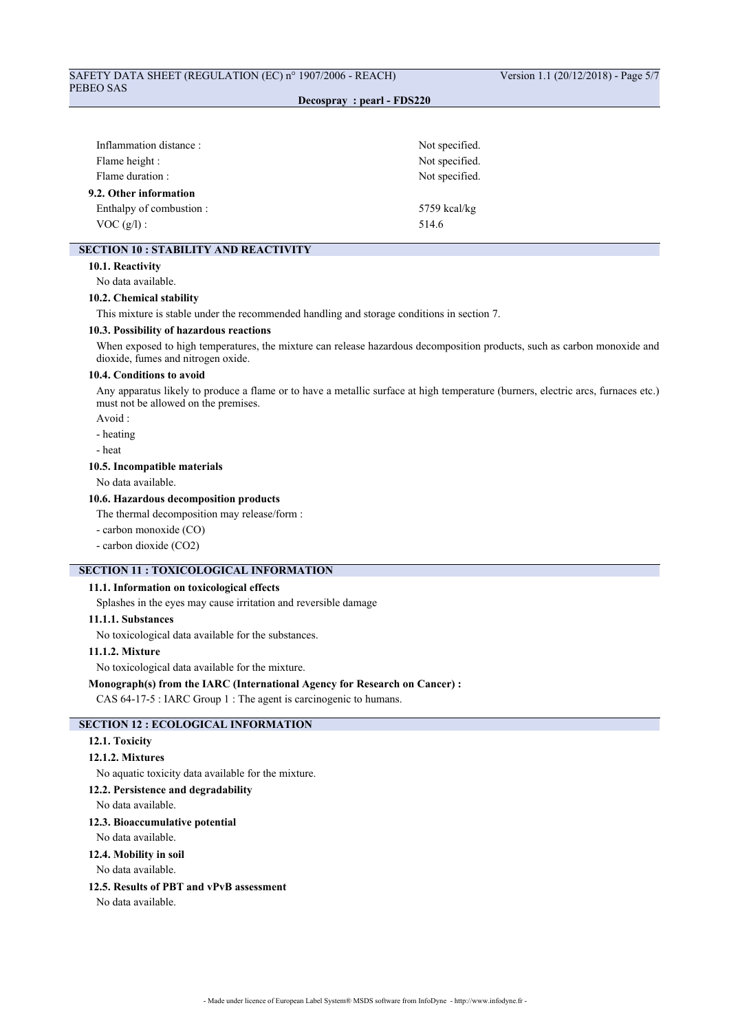Inflammation distance : Not specified.

Flame height : Not specified.

Flame duration : Not specified.

### 9.2. Other information

Enthalpy of combustion : 5759 kcal/kg

VOC (g/l) : 514.6

## SECTION 10 : STABILITY AND REACTIVITY

### 10.1. Reactivity

No data available.

### 10.2. Chemical stability

This mixture is stable under the recommended handling and storage conditions in section 7.

### 10.3. Possibility of hazardous reactions

When exposed to high temperatures, the mixture can release hazardous decomposition products, such as carbon monoxide and dioxide, fumes and nitrogen oxide.

### 10.4. Conditions to avoid

Any apparatus likely to produce a flame or to have a metallic surface at high temperature (burners, electric arcs, furnaces etc.) must not be allowed on the premises.

Avoid :

- heating
- heat

### 10.5. Incompatible materials

No data available.

### 10.6. Hazardous decomposition products

The thermal decomposition may release/form :

- carbon monoxide (CO)
- carbon dioxide ($CO_2$)

## SECTION 11 : TOXICOLOGICAL INFORMATION

### 11.1. Information on toxicological effects

Splashes in the eyes may cause irritation and reversible damage

#### 11.1.1. Substances

No toxicological data available for the substances.

#### 11.1.2. Mixture

No toxicological data available for the mixture.

**Monograph(s) from the IARC (International Agency for Research on Cancer) :**

CAS 64-17-5 : IARC Group 1 : The agent is carcinogenic to humans.

## SECTION 12 : ECOLOGICAL INFORMATION

### 12.1. Toxicity

#### 12.1.2. Mixtures

No aquatic toxicity data available for the mixture.

### 12.2. Persistence and degradability

No data available.

### 12.3. Bioaccumulative potential

No data available.

### 12.4. Mobility in soil

No data available.

### 12.5. Results of PBT and vPvB assessment

No data available.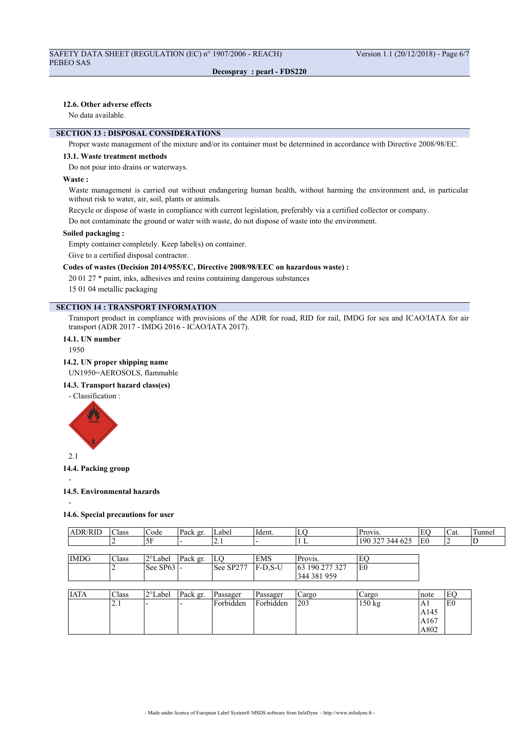### 12.6. Other adverse effects

No data available.

## SECTION 13 : DISPOSAL CONSIDERATIONS

Proper waste management of the mixture and/or its container must be determined in accordance with Directive 2008/98/EC.

### 13.1. Waste treatment methods

Do not pour into drains or waterways.

**Waste :**

Waste management is carried out without endangering human health, without harming the environment and, in particular without risk to water, air, soil, plants or animals.

Recycle or dispose of waste in compliance with current legislation, preferably via a certified collector or company.

Do not contaminate the ground or water with waste, do not dispose of waste into the environment.

**Soiled packaging :**

Empty container completely. Keep label(s) on container.

Give to a certified disposal contractor.

**Codes of wastes (Decision 2014/955/EC, Directive 2008/98/EEC on hazardous waste) :**

20 01 27 * paint, inks, adhesives and resins containing dangerous substances

15 01 04 metallic packaging

## SECTION 14 : TRANSPORT INFORMATION

Transport product in compliance with provisions of the ADR for road, RID for rail, IMDG for sea and ICAO/IATA for air transport (ADR 2017 - IMDG 2016 - ICAO/IATA 2017).

### 14.1. UN number

1950

### 14.2. UN proper shipping name

UN1950=AEROSOLS, flammable

### 14.3. Transport hazard class(es)

- Classification :

2.1

### 14.4. Packing group

-

### 14.5. Environmental hazards

-

### 14.6. Special precautions for user

| ADR/RID | Class | Code | Pack gr. | Label | Ident. | LQ | Provis. | EQ | Cat. | Tunnel |
|---|---|---|---|---|---|---|---|---|---|---|
| | 2 | 5F | - | 2.1 | - | 1 L | 190 327 344 625 | E0 | 2 | D |

| IMDG | Class | 2°Label | Pack gr. | LQ | EMS | Provis. | EQ |
|---|---|---|---|---|---|---|---|
| | 2 | See SP63 | - | See SP277 | F-D,S-U | 63 190 277 327 344 381 959 | E0 |

| IATA | Class | 2°Label | Pack gr. | Passager | Passager | Cargo | Cargo | note | EQ |
|---|---|---|---|---|---|---|---|---|---|
| | 2.1 | - | - | Forbidden | Forbidden | 203 | 150 kg | A1 A145 A167 A802 | E0 |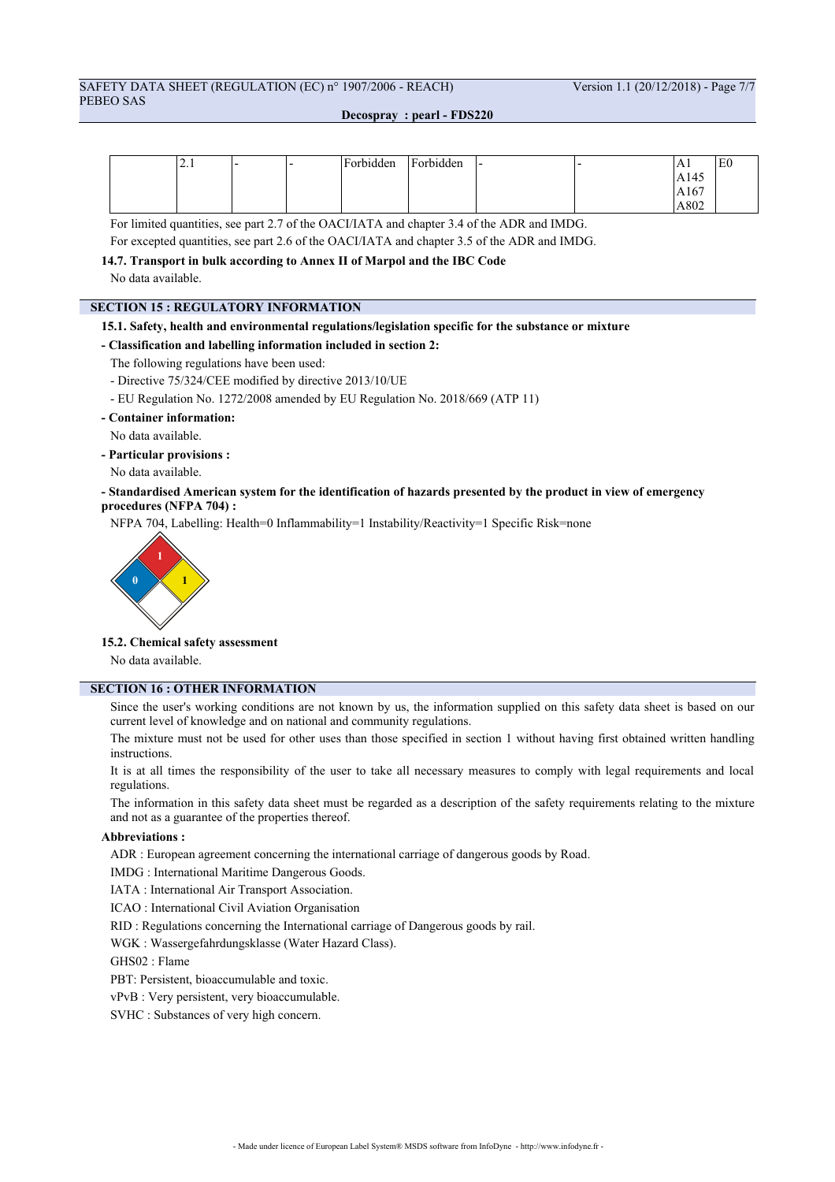| | | | | | | | | | |
|---|---|---|---|---|---|---|---|---|---|
| | 2.1 | - | - | Forbidden | Forbidden | - | - | A1<br>A145<br>A167<br>A802 | E0 |

For limited quantities, see part 2.7 of the OACI/IATA and chapter 3.4 of the ADR and IMDG.

For excepted quantities, see part 2.6 of the OACI/IATA and chapter 3.5 of the ADR and IMDG.

### 14.7. Transport in bulk according to Annex II of Marpol and the IBC Code

No data available.

## SECTION 15 : REGULATORY INFORMATION

### 15.1. Safety, health and environmental regulations/legislation specific for the substance or mixture

**- Classification and labelling information included in section 2:**

The following regulations have been used:

- Directive 75/324/CEE modified by directive 2013/10/UE
- EU Regulation No. 1272/2008 amended by EU Regulation No. 2018/669 (ATP 11)

**- Container information:**

No data available.

**- Particular provisions :**

No data available.

**- Standardised American system for the identification of hazards presented by the product in view of emergency procedures (NFPA 704) :**

NFPA 704, Labelling: Health=0 Inflammability=1 Instability/Reactivity=1 Specific Risk=none

### 15.2. Chemical safety assessment

No data available.

## SECTION 16 : OTHER INFORMATION

Since the user's working conditions are not known by us, the information supplied on this safety data sheet is based on our current level of knowledge and on national and community regulations.

The mixture must not be used for other uses than those specified in section 1 without having first obtained written handling instructions.

It is at all times the responsibility of the user to take all necessary measures to comply with legal requirements and local regulations.

The information in this safety data sheet must be regarded as a description of the safety requirements relating to the mixture and not as a guarantee of the properties thereof.

**Abbreviations :**

ADR : European agreement concerning the international carriage of dangerous goods by Road.

IMDG : International Maritime Dangerous Goods.

IATA : International Air Transport Association.

ICAO : International Civil Aviation Organisation

RID : Regulations concerning the International carriage of Dangerous goods by rail.

WGK : Wassergefahrdungsklasse (Water Hazard Class).

GHS02 : Flame

PBT: Persistent, bioaccumulable and toxic.

vPvB : Very persistent, very bioaccumulable.

SVHC : Substances of very high concern.